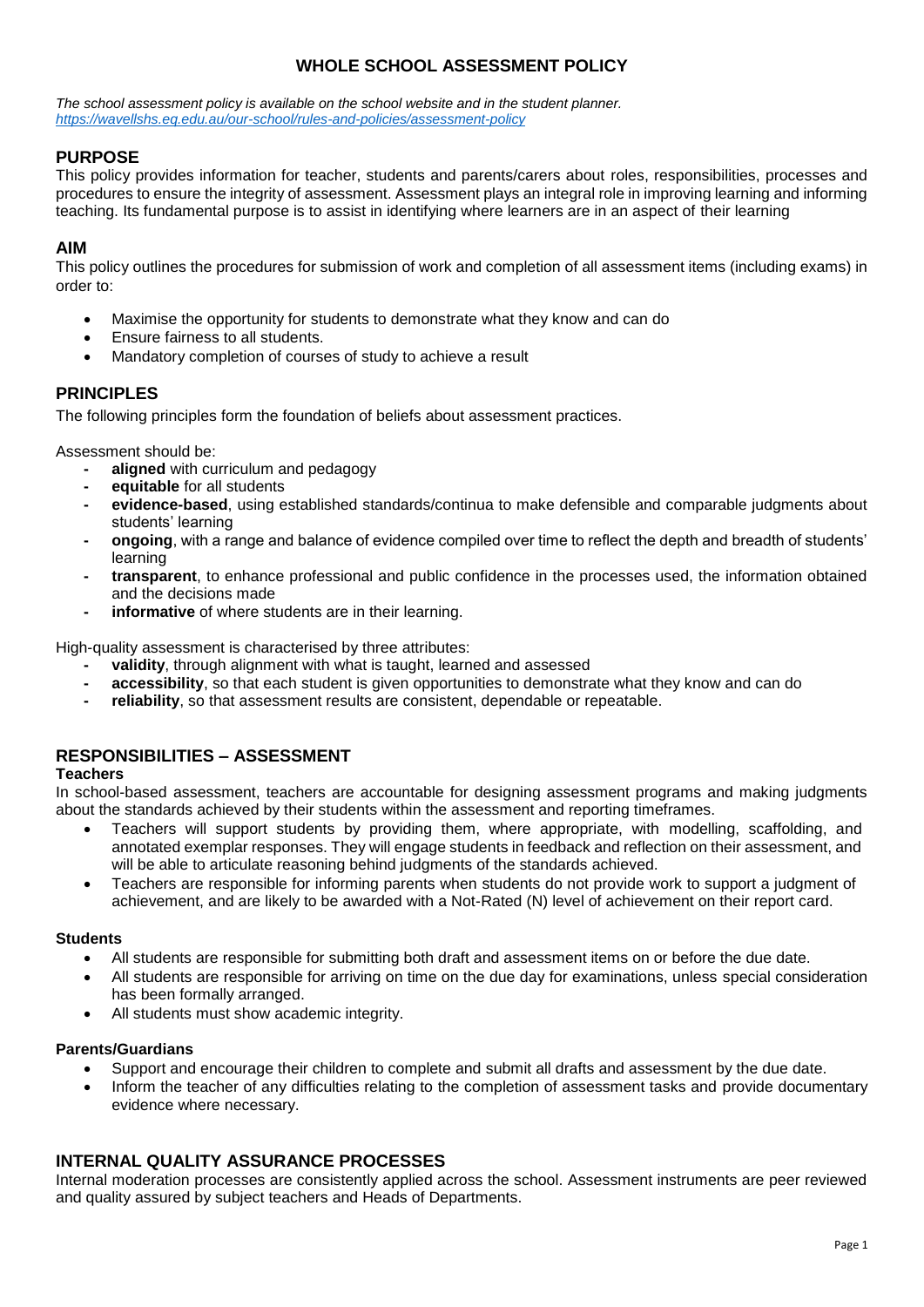# WHOLE SCHOOL ASSESSMENT POLICY

*The school assessment policy is available on the school website and in the student planner.*
*https://wavellshs.eq.edu.au/our-school/rules-and-policies/assessment-policy*

## PURPOSE

This policy provides information for teacher, students and parents/carers about roles, responsibilities, processes and procedures to ensure the integrity of assessment. Assessment plays an integral role in improving learning and informing teaching. Its fundamental purpose is to assist in identifying where learners are in an aspect of their learning

## AIM

This policy outlines the procedures for submission of work and completion of all assessment items (including exams) in order to:

- Maximise the opportunity for students to demonstrate what they know and can do
- Ensure fairness to all students.
- Mandatory completion of courses of study to achieve a result

## PRINCIPLES

The following principles form the foundation of beliefs about assessment practices.

Assessment should be:

- **aligned** with curriculum and pedagogy
- **equitable** for all students
- **evidence-based**, using established standards/continua to make defensible and comparable judgments about students' learning
- **ongoing**, with a range and balance of evidence compiled over time to reflect the depth and breadth of students' learning
- **transparent**, to enhance professional and public confidence in the processes used, the information obtained and the decisions made
- **informative** of where students are in their learning.

High-quality assessment is characterised by three attributes:

- **validity**, through alignment with what is taught, learned and assessed
- **accessibility**, so that each student is given opportunities to demonstrate what they know and can do
- **reliability**, so that assessment results are consistent, dependable or repeatable.

## RESPONSIBILITIES – ASSESSMENT

### Teachers

In school-based assessment, teachers are accountable for designing assessment programs and making judgments about the standards achieved by their students within the assessment and reporting timeframes.

- Teachers will support students by providing them, where appropriate, with modelling, scaffolding, and annotated exemplar responses. They will engage students in feedback and reflection on their assessment, and will be able to articulate reasoning behind judgments of the standards achieved.
- Teachers are responsible for informing parents when students do not provide work to support a judgment of achievement, and are likely to be awarded with a Not-Rated (N) level of achievement on their report card.

### Students

- All students are responsible for submitting both draft and assessment items on or before the due date.
- All students are responsible for arriving on time on the due day for examinations, unless special consideration has been formally arranged.
- All students must show academic integrity.

### Parents/Guardians

- Support and encourage their children to complete and submit all drafts and assessment by the due date.
- Inform the teacher of any difficulties relating to the completion of assessment tasks and provide documentary evidence where necessary.

## INTERNAL QUALITY ASSURANCE PROCESSES

Internal moderation processes are consistently applied across the school. Assessment instruments are peer reviewed and quality assured by subject teachers and Heads of Departments.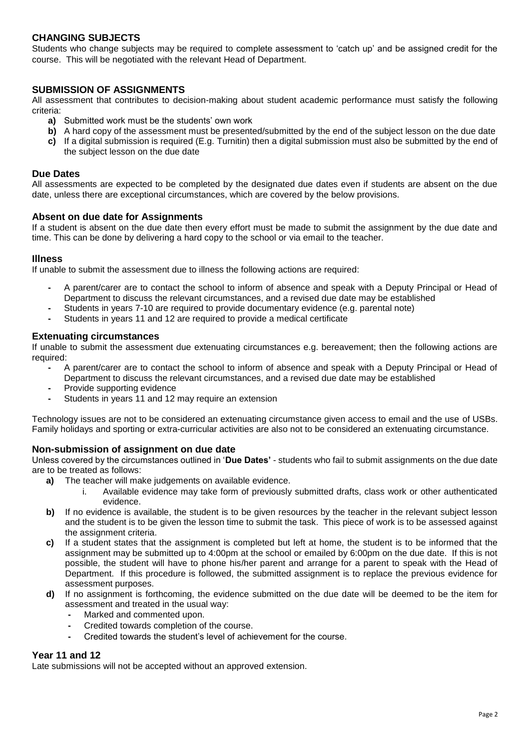## CHANGING SUBJECTS

Students who change subjects may be required to complete assessment to 'catch up' and be assigned credit for the course. This will be negotiated with the relevant Head of Department.

## SUBMISSION OF ASSIGNMENTS

All assessment that contributes to decision-making about student academic performance must satisfy the following criteria:

- **a)** Submitted work must be the students' own work
- **b)** A hard copy of the assessment must be presented/submitted by the end of the subject lesson on the due date
- **c)** If a digital submission is required (E.g. Turnitin) then a digital submission must also be submitted by the end of the subject lesson on the due date

### Due Dates

All assessments are expected to be completed by the designated due dates even if students are absent on the due date, unless there are exceptional circumstances, which are covered by the below provisions.

### Absent on due date for Assignments

If a student is absent on the due date then every effort must be made to submit the assignment by the due date and time. This can be done by delivering a hard copy to the school or via email to the teacher.

### Illness

If unable to submit the assessment due to illness the following actions are required:

- A parent/carer are to contact the school to inform of absence and speak with a Deputy Principal or Head of Department to discuss the relevant circumstances, and a revised due date may be established
- Students in years 7-10 are required to provide documentary evidence (e.g. parental note)
- Students in years 11 and 12 are required to provide a medical certificate

### Extenuating circumstances

If unable to submit the assessment due extenuating circumstances e.g. bereavement; then the following actions are required:

- A parent/carer are to contact the school to inform of absence and speak with a Deputy Principal or Head of Department to discuss the relevant circumstances, and a revised due date may be established
- Provide supporting evidence
- Students in years 11 and 12 may require an extension

Technology issues are not to be considered an extenuating circumstance given access to email and the use of USBs. Family holidays and sporting or extra-curricular activities are also not to be considered an extenuating circumstance.

### Non-submission of assignment on due date

Unless covered by the circumstances outlined in '**Due Dates'** - students who fail to submit assignments on the due date are to be treated as follows:

- **a)** The teacher will make judgements on available evidence.
  - i. Available evidence may take form of previously submitted drafts, class work or other authenticated evidence.
- **b)** If no evidence is available, the student is to be given resources by the teacher in the relevant subject lesson and the student is to be given the lesson time to submit the task. This piece of work is to be assessed against the assignment criteria.
- **c)** If a student states that the assignment is completed but left at home, the student is to be informed that the assignment may be submitted up to 4:00pm at the school or emailed by 6:00pm on the due date. If this is not possible, the student will have to phone his/her parent and arrange for a parent to speak with the Head of Department. If this procedure is followed, the submitted assignment is to replace the previous evidence for assessment purposes.
- **d)** If no assignment is forthcoming, the evidence submitted on the due date will be deemed to be the item for assessment and treated in the usual way:
  - Marked and commented upon.
  - Credited towards completion of the course.
  - Credited towards the student's level of achievement for the course.

### Year 11 and 12

Late submissions will not be accepted without an approved extension.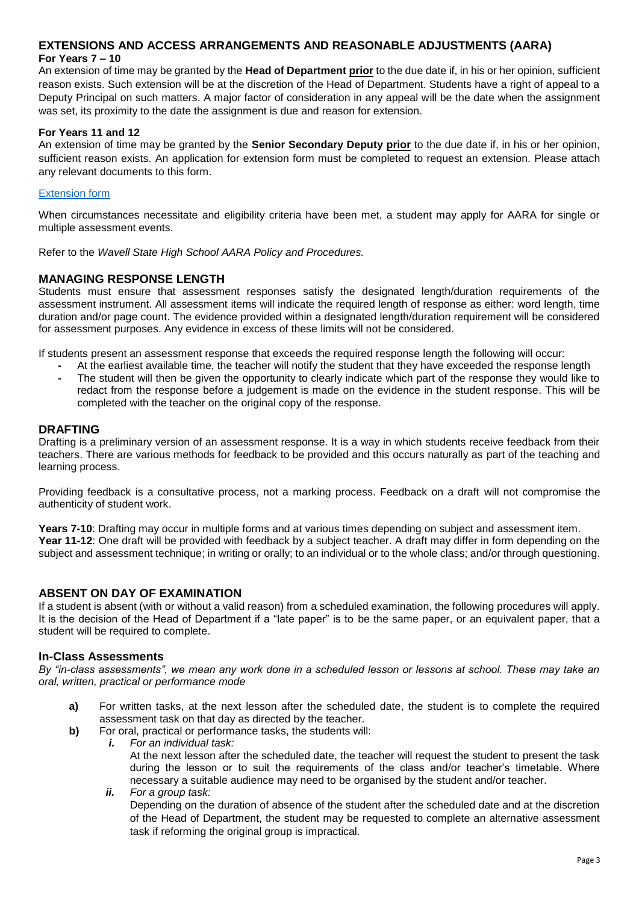## EXTENSIONS AND ACCESS ARRANGEMENTS AND REASONABLE ADJUSTMENTS (AARA)

**For Years 7 – 10**

An extension of time may be granted by the **Head of Department <u>prior</u>** to the due date if, in his or her opinion, sufficient reason exists. Such extension will be at the discretion of the Head of Department. Students have a right of appeal to a Deputy Principal on such matters. A major factor of consideration in any appeal will be the date when the assignment was set, its proximity to the date the assignment is due and reason for extension.

**For Years 11 and 12**

An extension of time may be granted by the **Senior Secondary Deputy <u>prior</u>** to the due date if, in his or her opinion, sufficient reason exists. An application for extension form must be completed to request an extension. Please attach any relevant documents to this form.

Extension form

When circumstances necessitate and eligibility criteria have been met, a student may apply for AARA for single or multiple assessment events.

Refer to the *Wavell State High School AARA Policy and Procedures.*

## MANAGING RESPONSE LENGTH

Students must ensure that assessment responses satisfy the designated length/duration requirements of the assessment instrument. All assessment items will indicate the required length of response as either: word length, time duration and/or page count. The evidence provided within a designated length/duration requirement will be considered for assessment purposes. Any evidence in excess of these limits will not be considered.

If students present an assessment response that exceeds the required response length the following will occur:

- At the earliest available time, the teacher will notify the student that they have exceeded the response length
- The student will then be given the opportunity to clearly indicate which part of the response they would like to redact from the response before a judgement is made on the evidence in the student response. This will be completed with the teacher on the original copy of the response.

## DRAFTING

Drafting is a preliminary version of an assessment response. It is a way in which students receive feedback from their teachers. There are various methods for feedback to be provided and this occurs naturally as part of the teaching and learning process.

Providing feedback is a consultative process, not a marking process. Feedback on a draft will not compromise the authenticity of student work.

**Years 7-10**: Drafting may occur in multiple forms and at various times depending on subject and assessment item.
**Year 11-12**: One draft will be provided with feedback by a subject teacher. A draft may differ in form depending on the subject and assessment technique; in writing or orally; to an individual or to the whole class; and/or through questioning.

## ABSENT ON DAY OF EXAMINATION

If a student is absent (with or without a valid reason) from a scheduled examination, the following procedures will apply. It is the decision of the Head of Department if a "late paper" is to be the same paper, or an equivalent paper, that a student will be required to complete.

### In-Class Assessments

*By "in-class assessments", we mean any work done in a scheduled lesson or lessons at school. These may take an oral, written, practical or performance mode*

**a)** For written tasks, at the next lesson after the scheduled date, the student is to complete the required assessment task on that day as directed by the teacher.

**b)** For oral, practical or performance tasks, the students will:

***i.*** *For an individual task:*
At the next lesson after the scheduled date, the teacher will request the student to present the task during the lesson or to suit the requirements of the class and/or teacher's timetable. Where necessary a suitable audience may need to be organised by the student and/or teacher.

***ii.*** *For a group task:*
Depending on the duration of absence of the student after the scheduled date and at the discretion of the Head of Department, the student may be requested to complete an alternative assessment task if reforming the original group is impractical.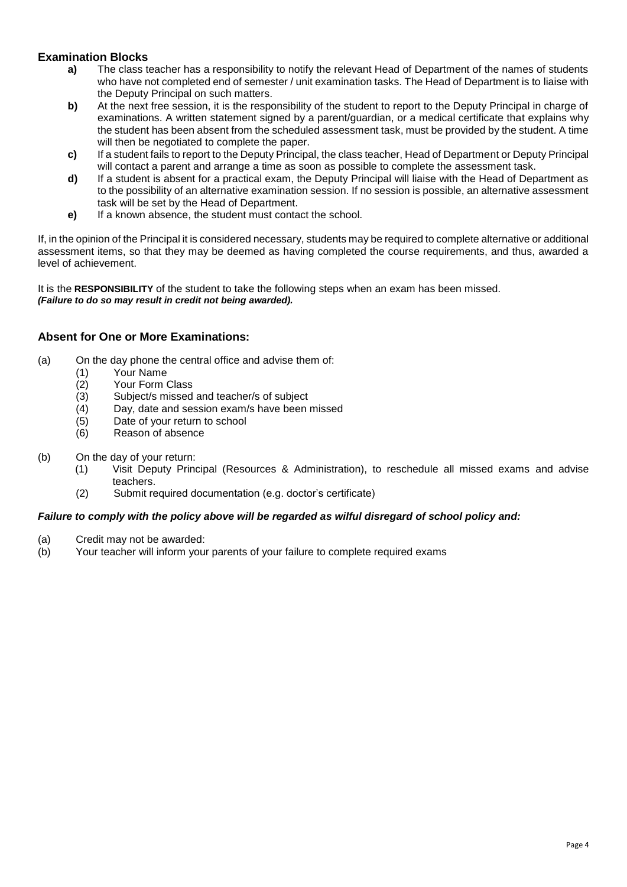## Examination Blocks

- **a)** The class teacher has a responsibility to notify the relevant Head of Department of the names of students who have not completed end of semester / unit examination tasks. The Head of Department is to liaise with the Deputy Principal on such matters.
- **b)** At the next free session, it is the responsibility of the student to report to the Deputy Principal in charge of examinations. A written statement signed by a parent/guardian, or a medical certificate that explains why the student has been absent from the scheduled assessment task, must be provided by the student. A time will then be negotiated to complete the paper.
- **c)** If a student fails to report to the Deputy Principal, the class teacher, Head of Department or Deputy Principal will contact a parent and arrange a time as soon as possible to complete the assessment task.
- **d)** If a student is absent for a practical exam, the Deputy Principal will liaise with the Head of Department as to the possibility of an alternative examination session. If no session is possible, an alternative assessment task will be set by the Head of Department.
- **e)** If a known absence, the student must contact the school.

If, in the opinion of the Principal it is considered necessary, students may be required to complete alternative or additional assessment items, so that they may be deemed as having completed the course requirements, and thus, awarded a level of achievement.

It is the **RESPONSIBILITY** of the student to take the following steps when an exam has been missed.
***(Failure to do so may result in credit not being awarded).***

### Absent for One or More Examinations:

(a) On the day phone the central office and advise them of:
  - (1) Your Name
  - (2) Your Form Class
  - (3) Subject/s missed and teacher/s of subject
  - (4) Day, date and session exam/s have been missed
  - (5) Date of your return to school
  - (6) Reason of absence

(b) On the day of your return:
  - (1) Visit Deputy Principal (Resources & Administration), to reschedule all missed exams and advise teachers.
  - (2) Submit required documentation (e.g. doctor's certificate)

***Failure to comply with the policy above will be regarded as wilful disregard of school policy and:***

(a) Credit may not be awarded:
(b) Your teacher will inform your parents of your failure to complete required exams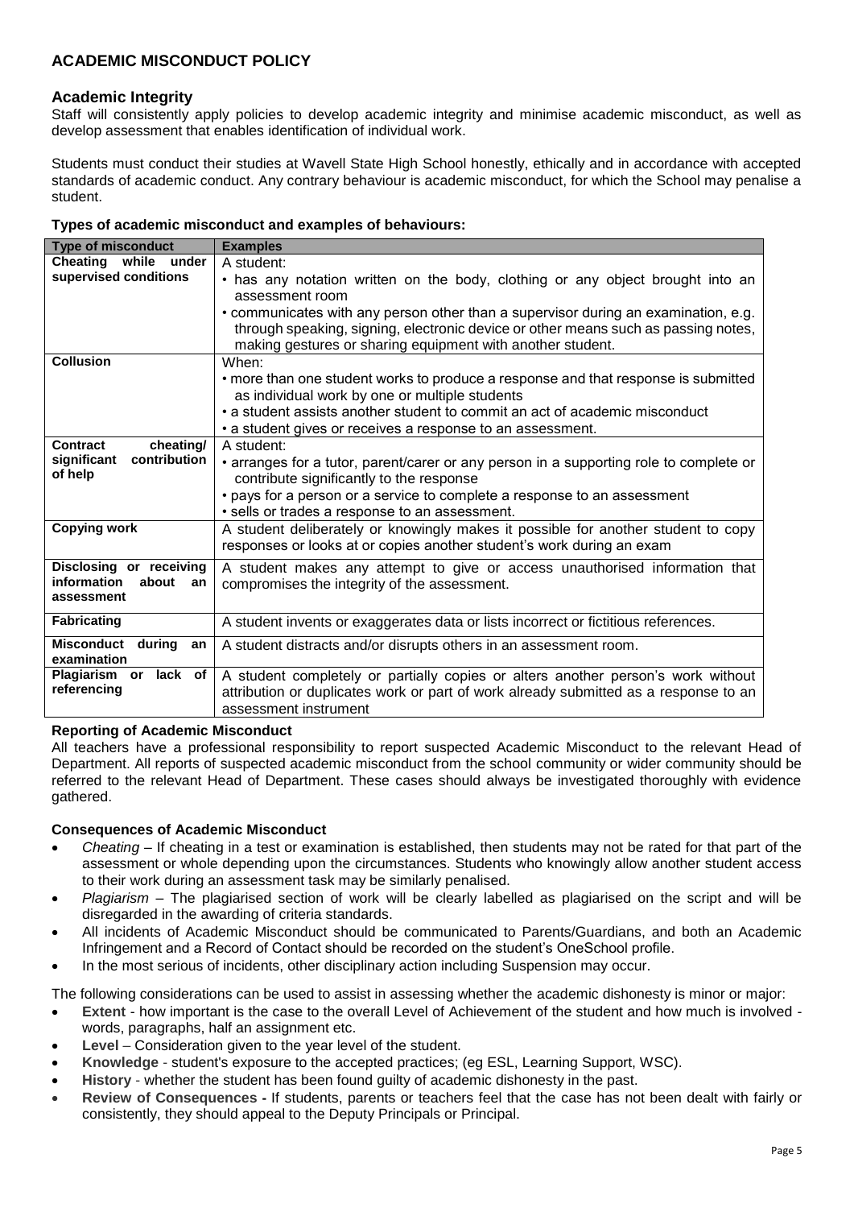# ACADEMIC MISCONDUCT POLICY

## Academic Integrity

Staff will consistently apply policies to develop academic integrity and minimise academic misconduct, as well as develop assessment that enables identification of individual work.

Students must conduct their studies at Wavell State High School honestly, ethically and in accordance with accepted standards of academic conduct. Any contrary behaviour is academic misconduct, for which the School may penalise a student.

**Types of academic misconduct and examples of behaviours:**

| Type of misconduct | Examples |
|---|---|
| **Cheating while under supervised conditions** | A student:<br>• has any notation written on the body, clothing or any object brought into an assessment room<br>• communicates with any person other than a supervisor during an examination, e.g. through speaking, signing, electronic device or other means such as passing notes, making gestures or sharing equipment with another student. |
| **Collusion** | When:<br>• more than one student works to produce a response and that response is submitted as individual work by one or multiple students<br>• a student assists another student to commit an act of academic misconduct<br>• a student gives or receives a response to an assessment. |
| **Contract cheating/ significant contribution of help** | A student:<br>• arranges for a tutor, parent/carer or any person in a supporting role to complete or contribute significantly to the response<br>• pays for a person or a service to complete a response to an assessment<br>• sells or trades a response to an assessment. |
| **Copying work** | A student deliberately or knowingly makes it possible for another student to copy responses or looks at or copies another student's work during an exam |
| **Disclosing or receiving information about an assessment** | A student makes any attempt to give or access unauthorised information that compromises the integrity of the assessment. |
| **Fabricating** | A student invents or exaggerates data or lists incorrect or fictitious references. |
| **Misconduct during an examination** | A student distracts and/or disrupts others in an assessment room. |
| **Plagiarism or lack of referencing** | A student completely or partially copies or alters another person's work without attribution or duplicates work or part of work already submitted as a response to an assessment instrument |

**Reporting of Academic Misconduct**

All teachers have a professional responsibility to report suspected Academic Misconduct to the relevant Head of Department. All reports of suspected academic misconduct from the school community or wider community should be referred to the relevant Head of Department. These cases should always be investigated thoroughly with evidence gathered.

**Consequences of Academic Misconduct**

- *Cheating* – If cheating in a test or examination is established, then students may not be rated for that part of the assessment or whole depending upon the circumstances. Students who knowingly allow another student access to their work during an assessment task may be similarly penalised.
- *Plagiarism* – The plagiarised section of work will be clearly labelled as plagiarised on the script and will be disregarded in the awarding of criteria standards.
- All incidents of Academic Misconduct should be communicated to Parents/Guardians, and both an Academic Infringement and a Record of Contact should be recorded on the student's OneSchool profile.
- In the most serious of incidents, other disciplinary action including Suspension may occur.

The following considerations can be used to assist in assessing whether the academic dishonesty is minor or major:

- **Extent** - how important is the case to the overall Level of Achievement of the student and how much is involved - words, paragraphs, half an assignment etc.
- **Level** – Consideration given to the year level of the student.
- **Knowledge** - student's exposure to the accepted practices; (eg ESL, Learning Support, WSC).
- **History** - whether the student has been found guilty of academic dishonesty in the past.
- **Review of Consequences -** If students, parents or teachers feel that the case has not been dealt with fairly or consistently, they should appeal to the Deputy Principals or Principal.